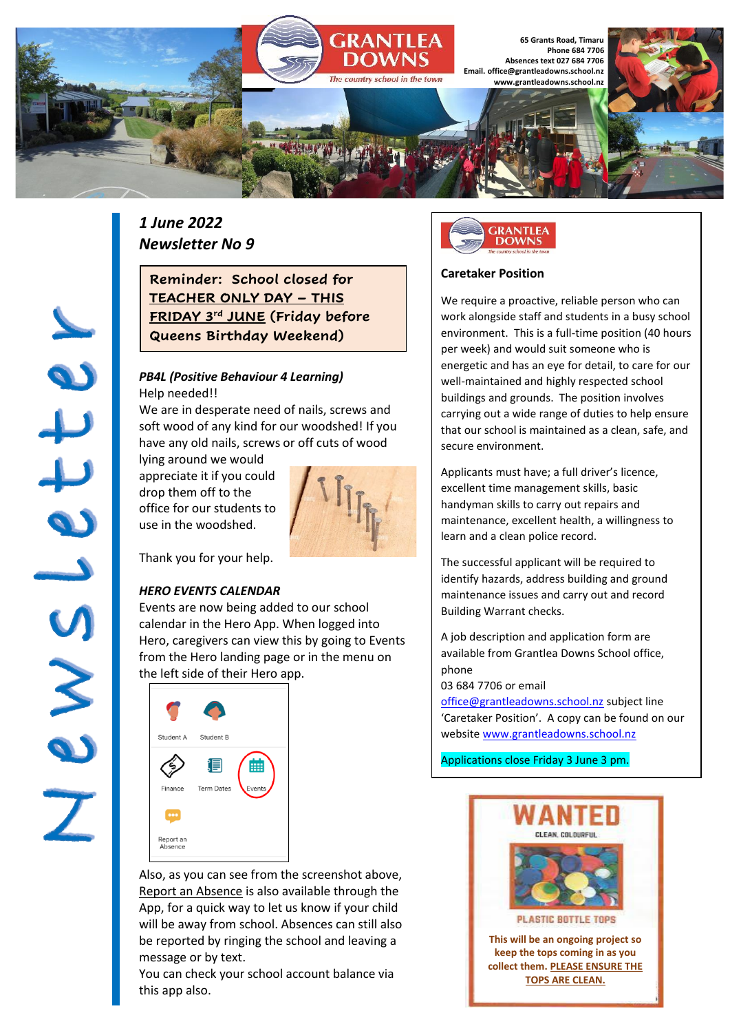GRANTLEA DOWNS

*The country school in the town*

65 Grants Road, Timaru
Phone 684 7706
Absences text 027 684 7706
Email. office@grantleadowns.school.nz
www.grantleadowns.school.nz

# Newsletter

***1 June 2022***
***Newsletter No 9***

**Reminder: School closed for <u>TEACHER ONLY DAY – THIS FRIDAY 3rd JUNE</u> (Friday before Queens Birthday Weekend)**

### *PB4L (Positive Behaviour 4 Learning)*

Help needed!!

We are in desperate need of nails, screws and soft wood of any kind for our woodshed! If you have any old nails, screws or off cuts of wood lying around we would appreciate it if you could drop them off to the office for our students to use in the woodshed.

Thank you for your help.

### *HERO EVENTS CALENDAR*

Events are now being added to our school calendar in the Hero App. When logged into Hero, caregivers can view this by going to Events from the Hero landing page or in the menu on the left side of their Hero app.

Student A | Student B
Finance | Term Dates | Events
Report an Absence

Also, as you can see from the screenshot above, <u>Report an Absence</u> is also available through the App, for a quick way to let us know if your child will be away from school. Absences can still also be reported by ringing the school and leaving a message or by text.

You can check your school account balance via this app also.

## Caretaker Position

We require a proactive, reliable person who can work alongside staff and students in a busy school environment. This is a full-time position (40 hours per week) and would suit someone who is energetic and has an eye for detail, to care for our well-maintained and highly respected school buildings and grounds. The position involves carrying out a wide range of duties to help ensure that our school is maintained as a clean, safe, and secure environment.

Applicants must have; a full driver's licence, excellent time management skills, basic handyman skills to carry out repairs and maintenance, excellent health, a willingness to learn and a clean police record.

The successful applicant will be required to identify hazards, address building and ground maintenance issues and carry out and record Building Warrant checks.

A job description and application form are available from Grantlea Downs School office, phone
03 684 7706 or email
office@grantleadowns.school.nz subject line 'Caretaker Position'. A copy can be found on our website www.grantleadowns.school.nz

Applications close Friday 3 June 3 pm.

## WANTED

CLEAN, COLOURFUL

PLASTIC BOTTLE TOPS

**This will be an ongoing project so keep the tops coming in as you collect them. <u>PLEASE ENSURE THE TOPS ARE CLEAN.</u>**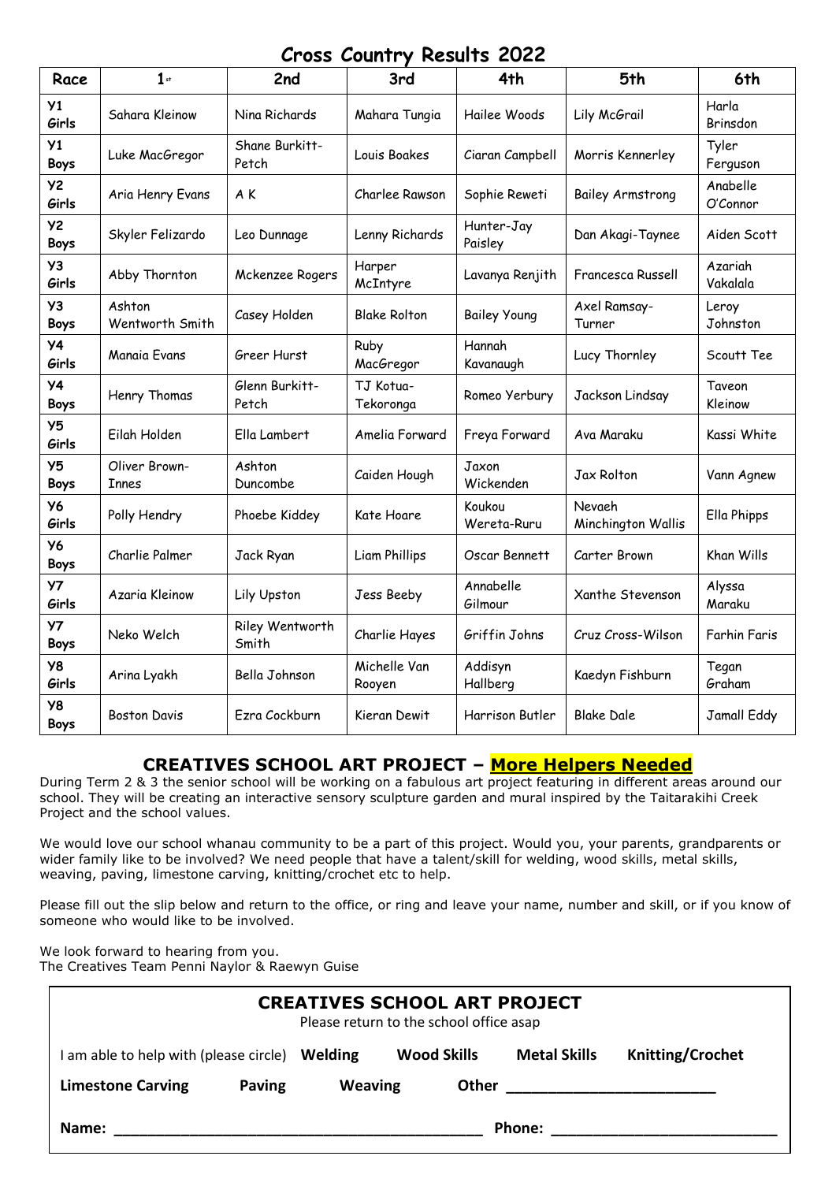# Cross Country Results 2022

| Race | 1st | 2nd | 3rd | 4th | 5th | 6th |
|---|---|---|---|---|---|---|
| Y1 Girls | Sahara Kleinow | Nina Richards | Mahara Tungia | Hailee Woods | Lily McGrail | Harla Brinsdon |
| Y1 Boys | Luke MacGregor | Shane Burkitt-Petch | Louis Boakes | Ciaran Campbell | Morris Kennerley | Tyler Ferguson |
| Y2 Girls | Aria Henry Evans | A K | Charlee Rawson | Sophie Reweti | Bailey Armstrong | Anabelle O'Connor |
| Y2 Boys | Skyler Felizardo | Leo Dunnage | Lenny Richards | Hunter-Jay Paisley | Dan Akagi-Taynee | Aiden Scott |
| Y3 Girls | Abby Thornton | Mckenzee Rogers | Harper McIntyre | Lavanya Renjith | Francesca Russell | Azariah Vakalala |
| Y3 Boys | Ashton Wentworth Smith | Casey Holden | Blake Rolton | Bailey Young | Axel Ramsay-Turner | Leroy Johnston |
| Y4 Girls | Manaia Evans | Greer Hurst | Ruby MacGregor | Hannah Kavanaugh | Lucy Thornley | Scoutt Tee |
| Y4 Boys | Henry Thomas | Glenn Burkitt-Petch | TJ Kotua-Tekoronga | Romeo Yerbury | Jackson Lindsay | Taveon Kleinow |
| Y5 Girls | Eilah Holden | Ella Lambert | Amelia Forward | Freya Forward | Ava Maraku | Kassi White |
| Y5 Boys | Oliver Brown-Innes | Ashton Duncombe | Caiden Hough | Jaxon Wickenden | Jax Rolton | Vann Agnew |
| Y6 Girls | Polly Hendry | Phoebe Kiddey | Kate Hoare | Koukou Wereta-Ruru | Nevaeh Minchington Wallis | Ella Phipps |
| Y6 Boys | Charlie Palmer | Jack Ryan | Liam Phillips | Oscar Bennett | Carter Brown | Khan Wills |
| Y7 Girls | Azaria Kleinow | Lily Upston | Jess Beeby | Annabelle Gilmour | Xanthe Stevenson | Alyssa Maraku |
| Y7 Boys | Neko Welch | Riley Wentworth Smith | Charlie Hayes | Griffin Johns | Cruz Cross-Wilson | Farhin Faris |
| Y8 Girls | Arina Lyakh | Bella Johnson | Michelle Van Rooyen | Addisyn Hallberg | Kaedyn Fishburn | Tegan Graham |
| Y8 Boys | Boston Davis | Ezra Cockburn | Kieran Dewit | Harrison Butler | Blake Dale | Jamall Eddy |

## CREATIVES SCHOOL ART PROJECT – More Helpers Needed

During Term 2 & 3 the senior school will be working on a fabulous art project featuring in different areas around our school. They will be creating an interactive sensory sculpture garden and mural inspired by the Taitarakihi Creek Project and the school values.

We would love our school whanau community to be a part of this project. Would you, your parents, grandparents or wider family like to be involved? We need people that have a talent/skill for welding, wood skills, metal skills, weaving, paving, limestone carving, knitting/crochet etc to help.

Please fill out the slip below and return to the office, or ring and leave your name, number and skill, or if you know of someone who would like to be involved.

We look forward to hearing from you.
The Creatives Team Penni Naylor & Raewyn Guise

### CREATIVES SCHOOL ART PROJECT

Please return to the school office asap

I am able to help with (please circle) **Welding** **Wood Skills** **Metal Skills** **Knitting/Crochet**

**Limestone Carving** **Paving** **Weaving** **Other** ________________________

**Name:** ________________________________________ **Phone:** ________________________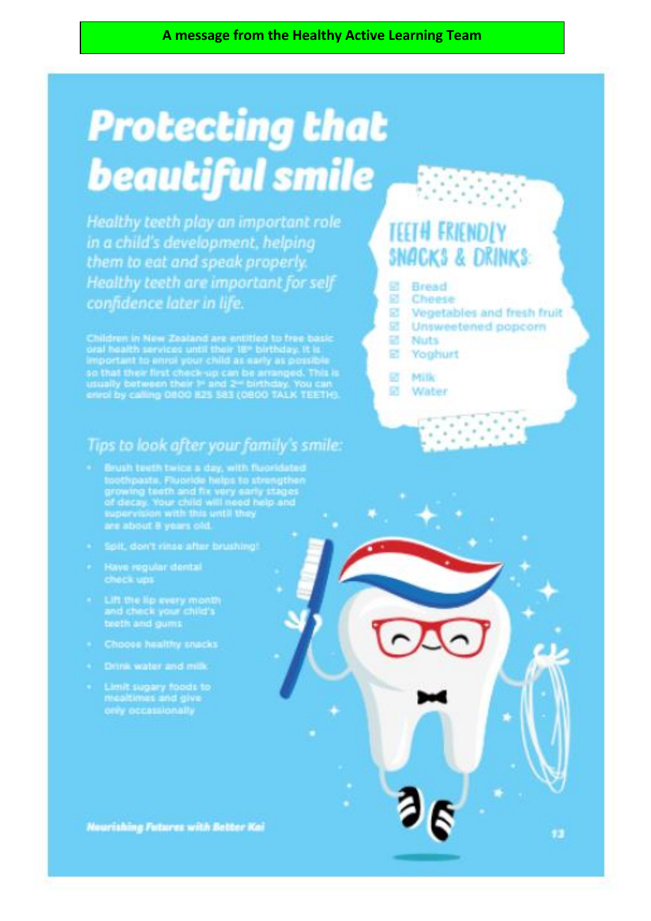**A message from the Healthy Active Learning Team**

# Protecting that beautiful smile

*Healthy teeth play an important role in a child's development, helping them to eat and speak properly. Healthy teeth are important for self confidence later in life.*

Children in New Zealand are entitled to free basic oral health services until their 18th birthday. It is important to enrol your child as early as possible so that their first check-up can be arranged. This is usually between their 1st and 2nd birthday. You can enrol by calling 0800 825 583 (0800 TALK TEETH).

## Teeth friendly snacks & drinks:

- Bread
- Cheese
- Vegetables and fresh fruit
- Unsweetened popcorn
- Nuts
- Yoghurt
- Milk
- Water

## *Tips to look after your family's smile:*

- Brush teeth twice a day, with fluoridated toothpaste. Fluoride helps to strengthen growing teeth and fix very early stages of decay. Your child will need help and supervision with this until they are about 8 years old.
- Spit, don't rinse after brushing!
- Have regular dental check ups
- Lift the lip every month and check your child's teeth and gums
- Choose healthy snacks
- Drink water and milk
- Limit sugary foods to mealtimes and give only occasionally

***Nourishing Futures with Better Kai***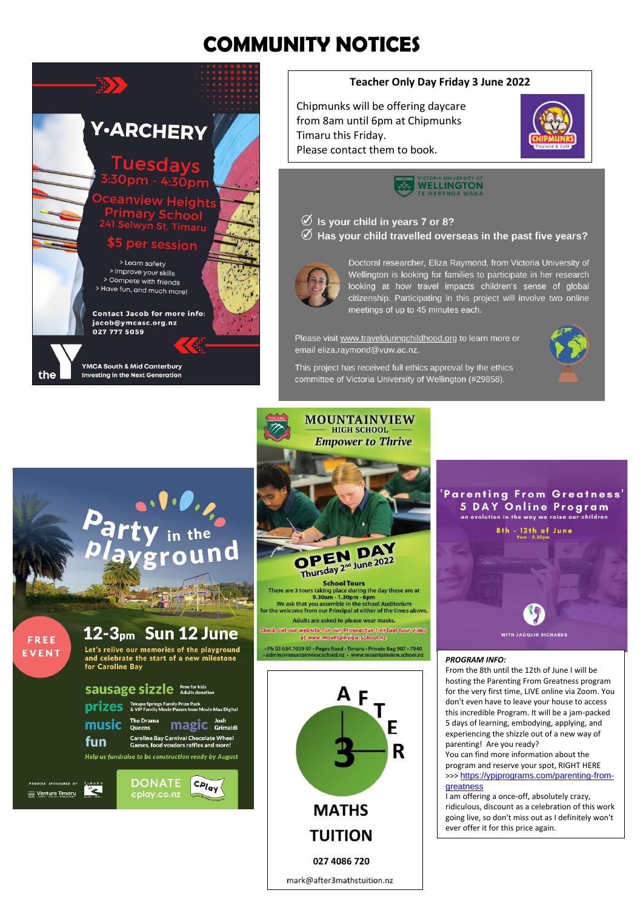# COMMUNITY NOTICES

## Y·ARCHERY

**Tuesdays**
3:30pm - 4:30pm

Oceanview Heights Primary School
241 Selwyn St, Timaru

**$5 per session**

> Learn safety
> Improve your skills
> Compete with friends
> Have fun, and much more!

**Contact Jacob for more info:**
jacob@ymcasc.org.nz
027 777 5059

the Y — YMCA South & Mid Canterbury
Investing in the Next Generation

---

**Teacher Only Day Friday 3 June 2022**

Chipmunks will be offering daycare from 8am until 6pm at Chipmunks Timaru this Friday.
Please contact them to book.

CHIPMUNKS Playland & Café

---

VICTORIA UNIVERSITY OF WELLINGTON
TE HERENGA WAKA

- Is your child in years 7 or 8?
- Has your child travelled overseas in the past five years?

Doctoral researcher, Eliza Raymond, from Victoria University of Wellington is looking for families to participate in her research looking at how travel impacts children's sense of global citizenship. Participating in this project will involve two online meetings of up to 45 minutes each.

Please visit www.travelduringchildhood.org to learn more or email eliza.raymond@vuw.ac.nz.

This project has received full ethics approval by the ethics committee of Victoria University of Wellington (#29858).

---

## MOUNTAINVIEW HIGH SCHOOL
*Empower to Thrive*

**OPEN DAY**
Thursday 2nd June 2022

**School Tours**
There are 3 tours taking place during the day these are at
9.30am - 1.30pm - 6pm
We ask that you assemble in the school Auditorium for the welcome from our Principal at either of the times above.
Adults are asked to please wear masks.

Check out our website for our Prospectus & virtual tour video at www.mountainview.school.nz

• Ph 03 684 7039 97 • Pages Road • Timaru • Private Bag 907 • 7940
• admin@mountainview.school.nz • www.mountainview.school.nz

---

## Party in the playground

**FREE EVENT**

**12-3pm Sun 12 June**

Let's relive our memories of the playground and celebrate the start of a new milestone for Caroline Bay

**sausage sizzle** — Free for kids, Adults donation
**prizes** — Tekapo Springs Family Prize Pack & VIP Family Movie Passes from Movie Max Digital
**music** — The Drama Queens
**magic** — Josh Grimaldi
**fun** — Caroline Bay Carnival Chocolate Wheel Games, food vendors raffles and more!

*Help us fundraise to be construction ready by August*

Proudly sponsored by Venture Timaru, Timaru District Council

DONATE cplay.co.nz — CPlay

---

## 'Parenting From Greatness' 5 DAY Online Program

an evolution in the way we raise our children

8th - 12th of June
9am - 5.30pm

WITH JACQLIN RICHARDS

***PROGRAM INFO:***
From the 8th until the 12th of June I will be hosting the Parenting From Greatness program for the very first time, LIVE online via Zoom. You don't even have to leave your house to access this incredible Program. It will be a jam-packed 5 days of learning, embodying, applying, and experiencing the shizzle out of a new way of parenting! Are you ready?
You can find more information about the program and reserve your spot, RIGHT HERE >>> https://ypjprograms.com/parenting-from-greatness
I am offering a once-off, absolutely crazy, ridiculous, discount as a celebration of this work going live, so don't miss out as I definitely won't ever offer it for this price again.

---

## AFTER 3 MATHS TUITION

027 4086 720

mark@after3mathstuition.nz